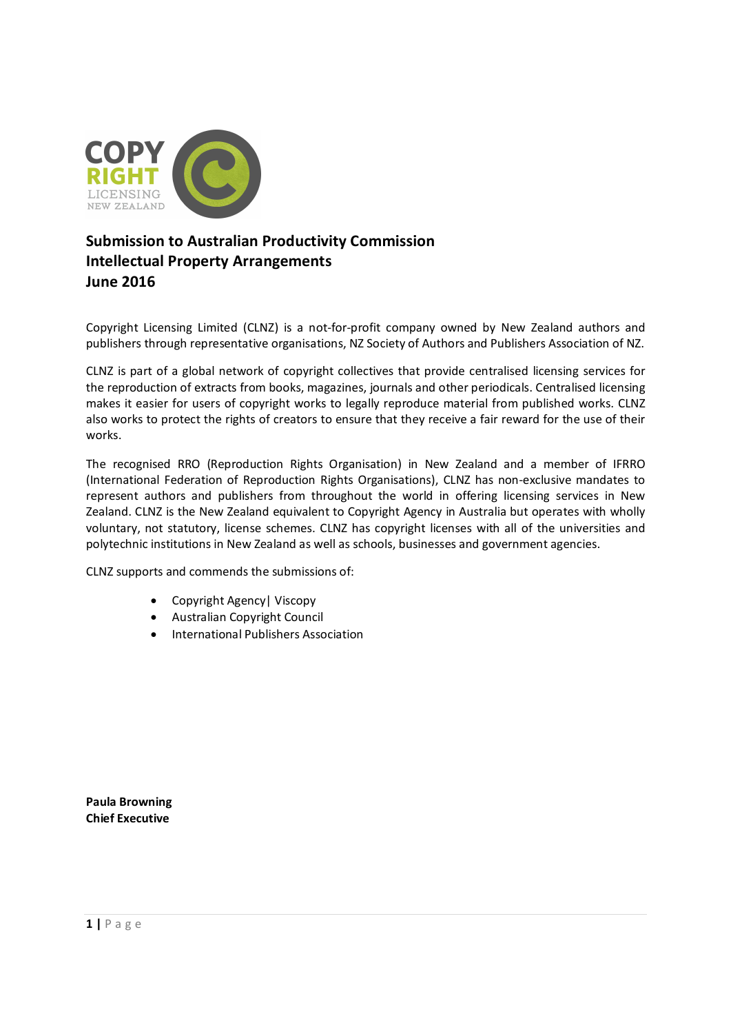COPY RIGHT LICENSING NEW ZEALAND

# Submission to Australian Productivity Commission
# Intellectual Property Arrangements
# June 2016

Copyright Licensing Limited (CLNZ) is a not-for-profit company owned by New Zealand authors and publishers through representative organisations, NZ Society of Authors and Publishers Association of NZ.

CLNZ is part of a global network of copyright collectives that provide centralised licensing services for the reproduction of extracts from books, magazines, journals and other periodicals. Centralised licensing makes it easier for users of copyright works to legally reproduce material from published works. CLNZ also works to protect the rights of creators to ensure that they receive a fair reward for the use of their works.

The recognised RRO (Reproduction Rights Organisation) in New Zealand and a member of IFRRO (International Federation of Reproduction Rights Organisations), CLNZ has non-exclusive mandates to represent authors and publishers from throughout the world in offering licensing services in New Zealand. CLNZ is the New Zealand equivalent to Copyright Agency in Australia but operates with wholly voluntary, not statutory, license schemes. CLNZ has copyright licenses with all of the universities and polytechnic institutions in New Zealand as well as schools, businesses and government agencies.

CLNZ supports and commends the submissions of:

- Copyright Agency| Viscopy
- Australian Copyright Council
- International Publishers Association

**Paula Browning**
**Chief Executive**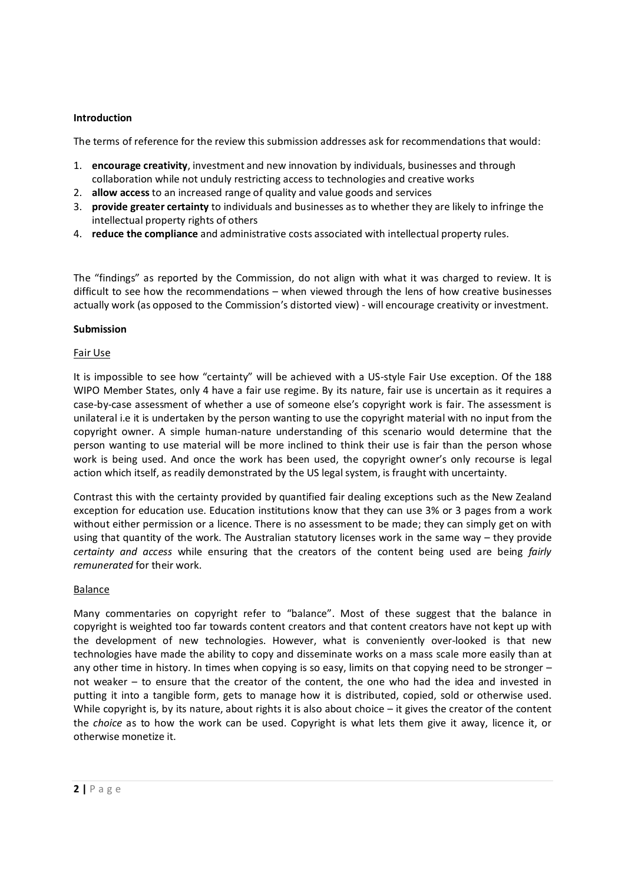**Introduction**

The terms of reference for the review this submission addresses ask for recommendations that would:

1. **encourage creativity**, investment and new innovation by individuals, businesses and through collaboration while not unduly restricting access to technologies and creative works
2. **allow access** to an increased range of quality and value goods and services
3. **provide greater certainty** to individuals and businesses as to whether they are likely to infringe the intellectual property rights of others
4. **reduce the compliance** and administrative costs associated with intellectual property rules.

The "findings" as reported by the Commission, do not align with what it was charged to review. It is difficult to see how the recommendations – when viewed through the lens of how creative businesses actually work (as opposed to the Commission's distorted view) - will encourage creativity or investment.

**Submission**

Fair Use

It is impossible to see how "certainty" will be achieved with a US-style Fair Use exception. Of the 188 WIPO Member States, only 4 have a fair use regime. By its nature, fair use is uncertain as it requires a case-by-case assessment of whether a use of someone else's copyright work is fair. The assessment is unilateral i.e it is undertaken by the person wanting to use the copyright material with no input from the copyright owner. A simple human-nature understanding of this scenario would determine that the person wanting to use material will be more inclined to think their use is fair than the person whose work is being used. And once the work has been used, the copyright owner's only recourse is legal action which itself, as readily demonstrated by the US legal system, is fraught with uncertainty.

Contrast this with the certainty provided by quantified fair dealing exceptions such as the New Zealand exception for education use. Education institutions know that they can use 3% or 3 pages from a work without either permission or a licence. There is no assessment to be made; they can simply get on with using that quantity of the work. The Australian statutory licenses work in the same way – they provide *certainty and access* while ensuring that the creators of the content being used are being *fairly remunerated* for their work.

Balance

Many commentaries on copyright refer to "balance". Most of these suggest that the balance in copyright is weighted too far towards content creators and that content creators have not kept up with the development of new technologies. However, what is conveniently over-looked is that new technologies have made the ability to copy and disseminate works on a mass scale more easily than at any other time in history. In times when copying is so easy, limits on that copying need to be stronger – not weaker – to ensure that the creator of the content, the one who had the idea and invested in putting it into a tangible form, gets to manage how it is distributed, copied, sold or otherwise used. While copyright is, by its nature, about rights it is also about choice – it gives the creator of the content the *choice* as to how the work can be used. Copyright is what lets them give it away, licence it, or otherwise monetize it.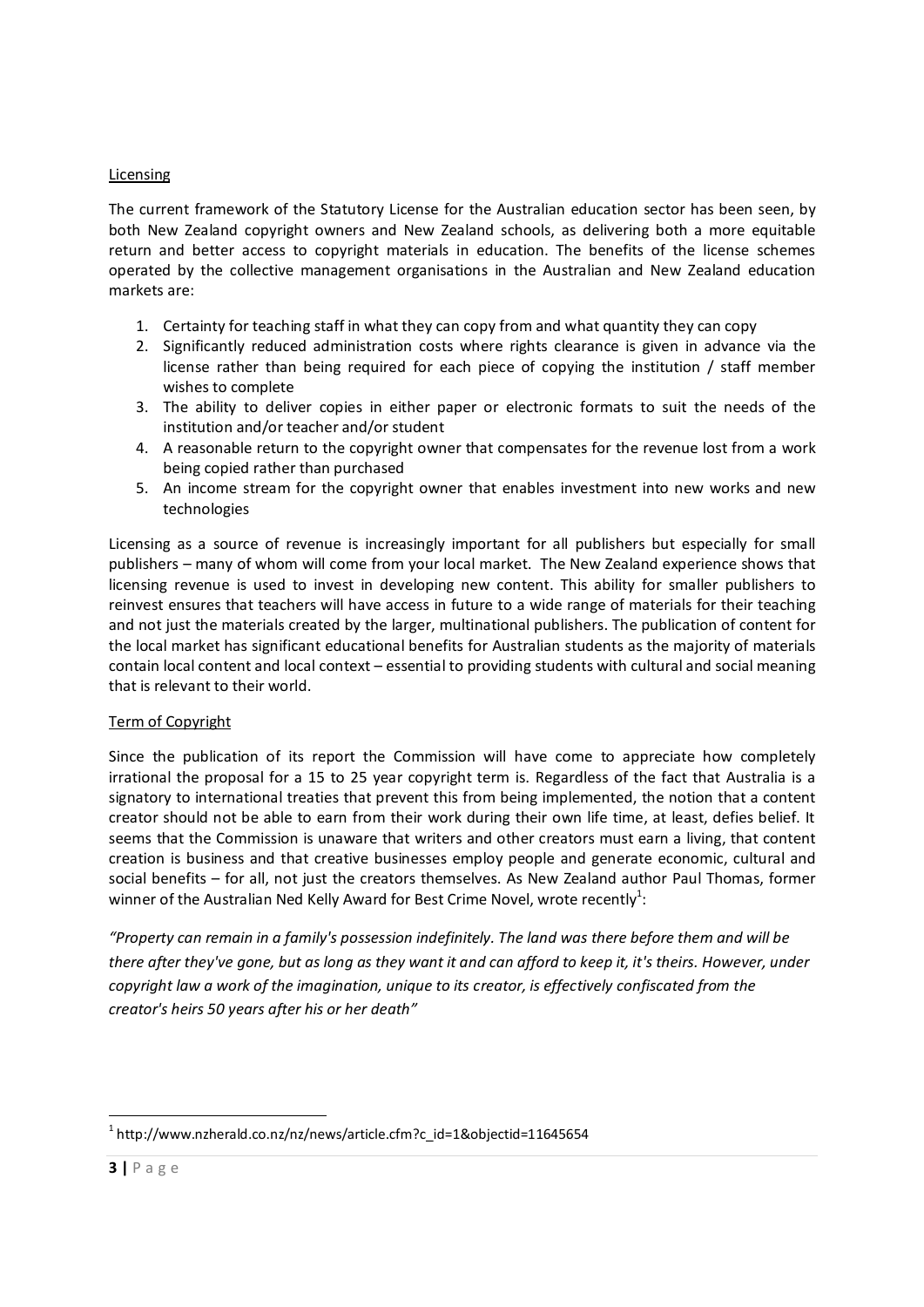Licensing

The current framework of the Statutory License for the Australian education sector has been seen, by both New Zealand copyright owners and New Zealand schools, as delivering both a more equitable return and better access to copyright materials in education. The benefits of the license schemes operated by the collective management organisations in the Australian and New Zealand education markets are:

1. Certainty for teaching staff in what they can copy from and what quantity they can copy
2. Significantly reduced administration costs where rights clearance is given in advance via the license rather than being required for each piece of copying the institution / staff member wishes to complete
3. The ability to deliver copies in either paper or electronic formats to suit the needs of the institution and/or teacher and/or student
4. A reasonable return to the copyright owner that compensates for the revenue lost from a work being copied rather than purchased
5. An income stream for the copyright owner that enables investment into new works and new technologies

Licensing as a source of revenue is increasingly important for all publishers but especially for small publishers – many of whom will come from your local market. The New Zealand experience shows that licensing revenue is used to invest in developing new content. This ability for smaller publishers to reinvest ensures that teachers will have access in future to a wide range of materials for their teaching and not just the materials created by the larger, multinational publishers. The publication of content for the local market has significant educational benefits for Australian students as the majority of materials contain local content and local context – essential to providing students with cultural and social meaning that is relevant to their world.

Term of Copyright

Since the publication of its report the Commission will have come to appreciate how completely irrational the proposal for a 15 to 25 year copyright term is. Regardless of the fact that Australia is a signatory to international treaties that prevent this from being implemented, the notion that a content creator should not be able to earn from their work during their own life time, at least, defies belief. It seems that the Commission is unaware that writers and other creators must earn a living, that content creation is business and that creative businesses employ people and generate economic, cultural and social benefits – for all, not just the creators themselves. As New Zealand author Paul Thomas, former winner of the Australian Ned Kelly Award for Best Crime Novel, wrote recently[1]:

*"Property can remain in a family's possession indefinitely. The land was there before them and will be there after they've gone, but as long as they want it and can afford to keep it, it's theirs. However, under copyright law a work of the imagination, unique to its creator, is effectively confiscated from the creator's heirs 50 years after his or her death"*

[1] http://www.nzherald.co.nz/nz/news/article.cfm?c_id=1&objectid=11645654